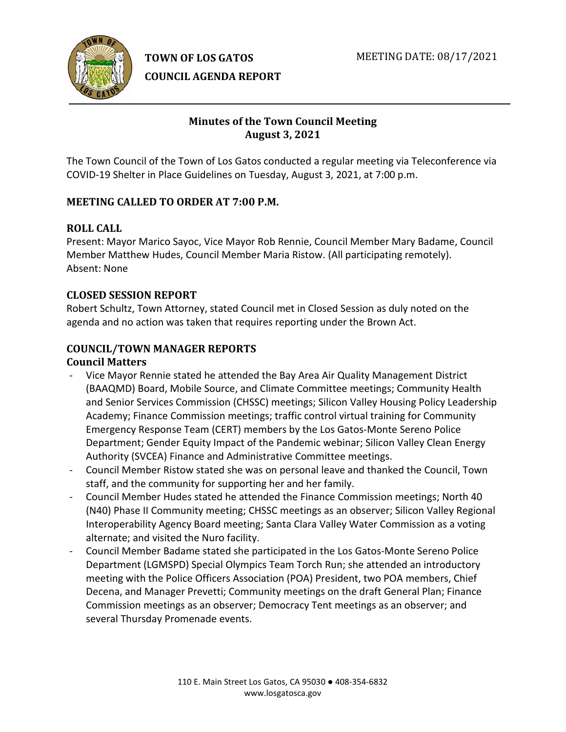**TOWN OF LOS GATOS**
**COUNCIL AGENDA REPORT**

MEETING DATE: 08/17/2021

## Minutes of the Town Council Meeting
## August 3, 2021

The Town Council of the Town of Los Gatos conducted a regular meeting via Teleconference via COVID-19 Shelter in Place Guidelines on Tuesday, August 3, 2021, at 7:00 p.m.

### MEETING CALLED TO ORDER AT 7:00 P.M.

### ROLL CALL

Present: Mayor Marico Sayoc, Vice Mayor Rob Rennie, Council Member Mary Badame, Council Member Matthew Hudes, Council Member Maria Ristow. (All participating remotely).
Absent: None

### CLOSED SESSION REPORT

Robert Schultz, Town Attorney, stated Council met in Closed Session as duly noted on the agenda and no action was taken that requires reporting under the Brown Act.

### COUNCIL/TOWN MANAGER REPORTS

#### Council Matters

- Vice Mayor Rennie stated he attended the Bay Area Air Quality Management District (BAAQMD) Board, Mobile Source, and Climate Committee meetings; Community Health and Senior Services Commission (CHSSC) meetings; Silicon Valley Housing Policy Leadership Academy; Finance Commission meetings; traffic control virtual training for Community Emergency Response Team (CERT) members by the Los Gatos-Monte Sereno Police Department; Gender Equity Impact of the Pandemic webinar; Silicon Valley Clean Energy Authority (SVCEA) Finance and Administrative Committee meetings.
- Council Member Ristow stated she was on personal leave and thanked the Council, Town staff, and the community for supporting her and her family.
- Council Member Hudes stated he attended the Finance Commission meetings; North 40 (N40) Phase II Community meeting; CHSSC meetings as an observer; Silicon Valley Regional Interoperability Agency Board meeting; Santa Clara Valley Water Commission as a voting alternate; and visited the Nuro facility.
- Council Member Badame stated she participated in the Los Gatos-Monte Sereno Police Department (LGMSPD) Special Olympics Team Torch Run; she attended an introductory meeting with the Police Officers Association (POA) President, two POA members, Chief Decena, and Manager Prevetti; Community meetings on the draft General Plan; Finance Commission meetings as an observer; Democracy Tent meetings as an observer; and several Thursday Promenade events.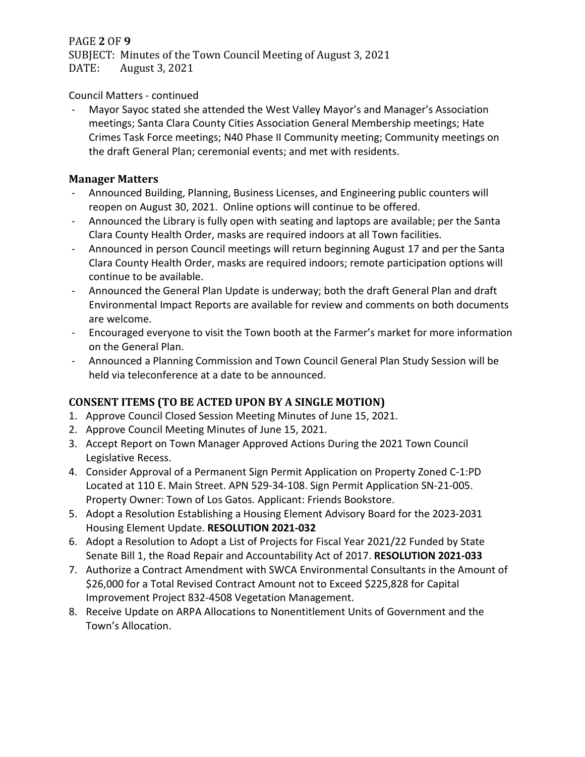Council Matters - continued

- Mayor Sayoc stated she attended the West Valley Mayor's and Manager's Association meetings; Santa Clara County Cities Association General Membership meetings; Hate Crimes Task Force meetings; N40 Phase II Community meeting; Community meetings on the draft General Plan; ceremonial events; and met with residents.

## Manager Matters

- Announced Building, Planning, Business Licenses, and Engineering public counters will reopen on August 30, 2021. Online options will continue to be offered.
- Announced the Library is fully open with seating and laptops are available; per the Santa Clara County Health Order, masks are required indoors at all Town facilities.
- Announced in person Council meetings will return beginning August 17 and per the Santa Clara County Health Order, masks are required indoors; remote participation options will continue to be available.
- Announced the General Plan Update is underway; both the draft General Plan and draft Environmental Impact Reports are available for review and comments on both documents are welcome.
- Encouraged everyone to visit the Town booth at the Farmer's market for more information on the General Plan.
- Announced a Planning Commission and Town Council General Plan Study Session will be held via teleconference at a date to be announced.

## CONSENT ITEMS (TO BE ACTED UPON BY A SINGLE MOTION)

1. Approve Council Closed Session Meeting Minutes of June 15, 2021.
2. Approve Council Meeting Minutes of June 15, 2021.
3. Accept Report on Town Manager Approved Actions During the 2021 Town Council Legislative Recess.
4. Consider Approval of a Permanent Sign Permit Application on Property Zoned C-1:PD Located at 110 E. Main Street. APN 529-34-108. Sign Permit Application SN-21-005. Property Owner: Town of Los Gatos. Applicant: Friends Bookstore.
5. Adopt a Resolution Establishing a Housing Element Advisory Board for the 2023-2031 Housing Element Update. **RESOLUTION 2021-032**
6. Adopt a Resolution to Adopt a List of Projects for Fiscal Year 2021/22 Funded by State Senate Bill 1, the Road Repair and Accountability Act of 2017. **RESOLUTION 2021-033**
7. Authorize a Contract Amendment with SWCA Environmental Consultants in the Amount of $26,000 for a Total Revised Contract Amount not to Exceed $225,828 for Capital Improvement Project 832-4508 Vegetation Management.
8. Receive Update on ARPA Allocations to Nonentitlement Units of Government and the Town's Allocation.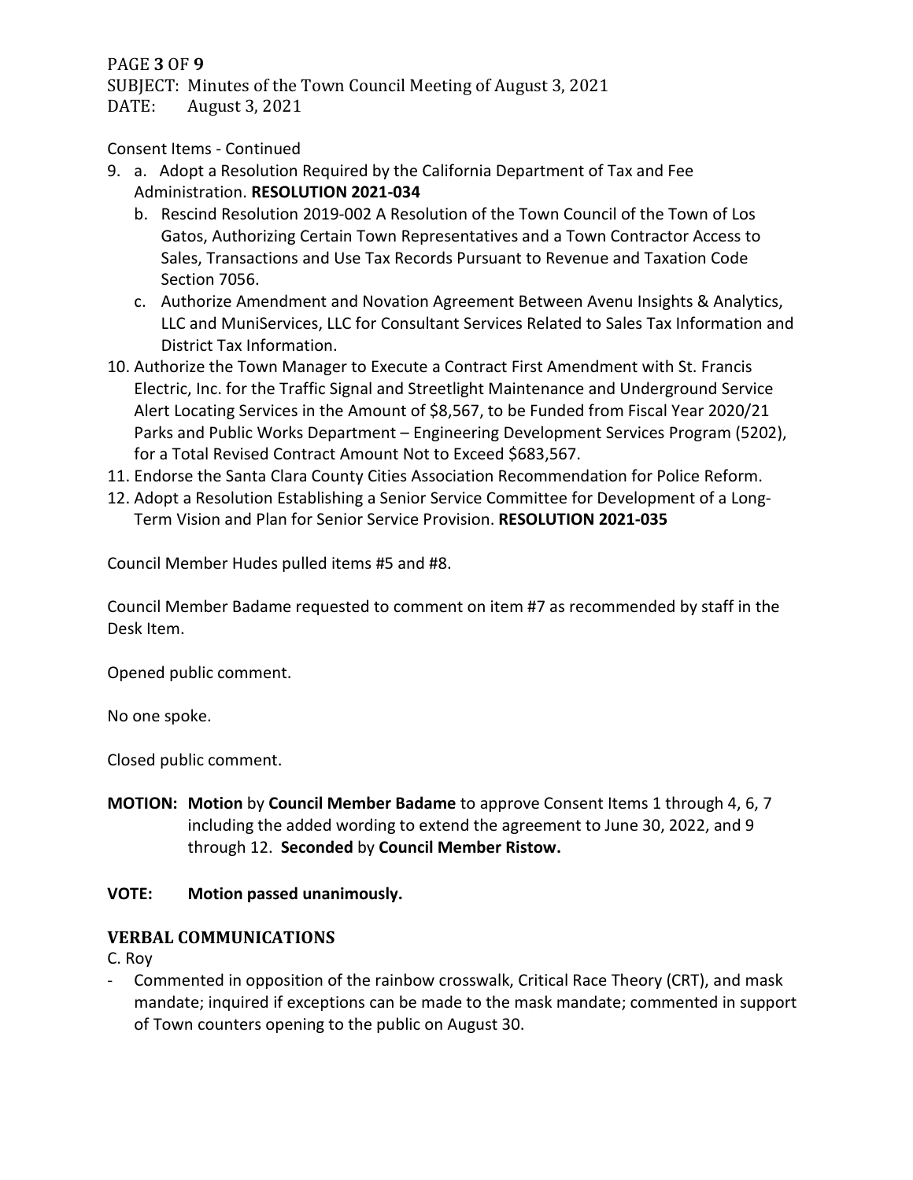Consent Items - Continued

9. a. Adopt a Resolution Required by the California Department of Tax and Fee Administration. **RESOLUTION 2021-034**
   b. Rescind Resolution 2019-002 A Resolution of the Town Council of the Town of Los Gatos, Authorizing Certain Town Representatives and a Town Contractor Access to Sales, Transactions and Use Tax Records Pursuant to Revenue and Taxation Code Section 7056.
   c. Authorize Amendment and Novation Agreement Between Avenu Insights & Analytics, LLC and MuniServices, LLC for Consultant Services Related to Sales Tax Information and District Tax Information.
10. Authorize the Town Manager to Execute a Contract First Amendment with St. Francis Electric, Inc. for the Traffic Signal and Streetlight Maintenance and Underground Service Alert Locating Services in the Amount of $8,567, to be Funded from Fiscal Year 2020/21 Parks and Public Works Department – Engineering Development Services Program (5202), for a Total Revised Contract Amount Not to Exceed $683,567.
11. Endorse the Santa Clara County Cities Association Recommendation for Police Reform.
12. Adopt a Resolution Establishing a Senior Service Committee for Development of a Long-Term Vision and Plan for Senior Service Provision. **RESOLUTION 2021-035**

Council Member Hudes pulled items #5 and #8.

Council Member Badame requested to comment on item #7 as recommended by staff in the Desk Item.

Opened public comment.

No one spoke.

Closed public comment.

**MOTION:** **Motion** by **Council Member Badame** to approve Consent Items 1 through 4, 6, 7 including the added wording to extend the agreement to June 30, 2022, and 9 through 12. **Seconded** by **Council Member Ristow.**

**VOTE:** **Motion passed unanimously.**

## VERBAL COMMUNICATIONS

C. Roy

- Commented in opposition of the rainbow crosswalk, Critical Race Theory (CRT), and mask mandate; inquired if exceptions can be made to the mask mandate; commented in support of Town counters opening to the public on August 30.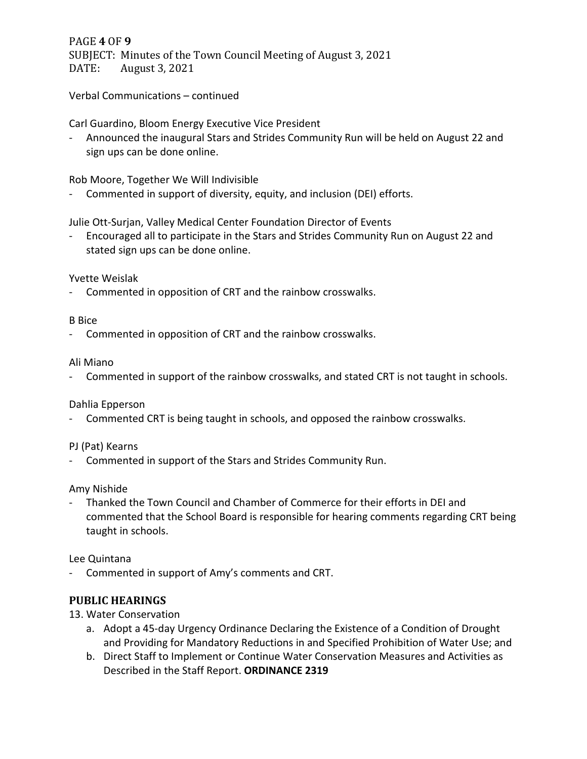Verbal Communications – continued

Carl Guardino, Bloom Energy Executive Vice President

- Announced the inaugural Stars and Strides Community Run will be held on August 22 and sign ups can be done online.

Rob Moore, Together We Will Indivisible

- Commented in support of diversity, equity, and inclusion (DEI) efforts.

Julie Ott-Surjan, Valley Medical Center Foundation Director of Events

- Encouraged all to participate in the Stars and Strides Community Run on August 22 and stated sign ups can be done online.

Yvette Weislak

- Commented in opposition of CRT and the rainbow crosswalks.

B Bice

- Commented in opposition of CRT and the rainbow crosswalks.

Ali Miano

- Commented in support of the rainbow crosswalks, and stated CRT is not taught in schools.

Dahlia Epperson

- Commented CRT is being taught in schools, and opposed the rainbow crosswalks.

PJ (Pat) Kearns

- Commented in support of the Stars and Strides Community Run.

Amy Nishide

- Thanked the Town Council and Chamber of Commerce for their efforts in DEI and commented that the School Board is responsible for hearing comments regarding CRT being taught in schools.

Lee Quintana

- Commented in support of Amy's comments and CRT.

## PUBLIC HEARINGS

13. Water Conservation
    a. Adopt a 45-day Urgency Ordinance Declaring the Existence of a Condition of Drought and Providing for Mandatory Reductions in and Specified Prohibition of Water Use; and
    b. Direct Staff to Implement or Continue Water Conservation Measures and Activities as Described in the Staff Report. **ORDINANCE 2319**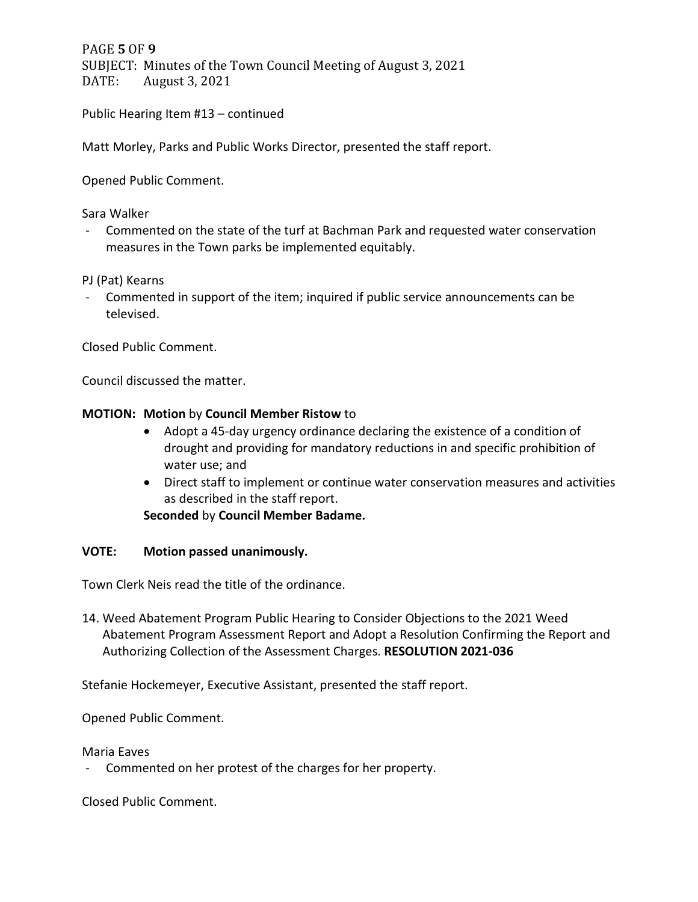Public Hearing Item #13 – continued

Matt Morley, Parks and Public Works Director, presented the staff report.

Opened Public Comment.

Sara Walker

- Commented on the state of the turf at Bachman Park and requested water conservation measures in the Town parks be implemented equitably.

PJ (Pat) Kearns

- Commented in support of the item; inquired if public service announcements can be televised.

Closed Public Comment.

Council discussed the matter.

**MOTION: Motion** by **Council Member Ristow** to

- Adopt a 45-day urgency ordinance declaring the existence of a condition of drought and providing for mandatory reductions in and specific prohibition of water use; and
- Direct staff to implement or continue water conservation measures and activities as described in the staff report.

**Seconded** by **Council Member Badame.**

**VOTE: Motion passed unanimously.**

Town Clerk Neis read the title of the ordinance.

14. Weed Abatement Program Public Hearing to Consider Objections to the 2021 Weed Abatement Program Assessment Report and Adopt a Resolution Confirming the Report and Authorizing Collection of the Assessment Charges. **RESOLUTION 2021-036**

Stefanie Hockemeyer, Executive Assistant, presented the staff report.

Opened Public Comment.

Maria Eaves

- Commented on her protest of the charges for her property.

Closed Public Comment.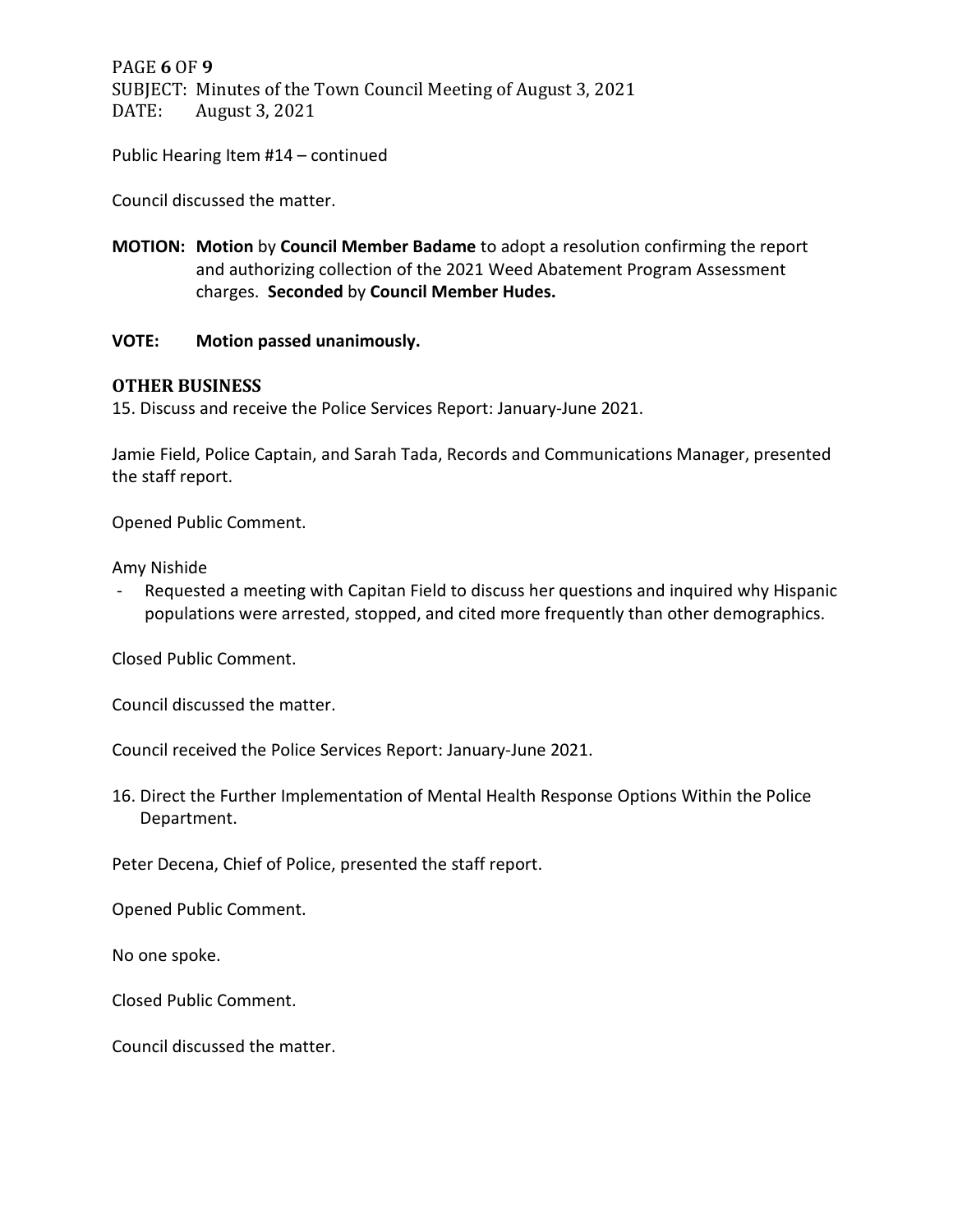Public Hearing Item #14 – continued

Council discussed the matter.

**MOTION: Motion** by **Council Member Badame** to adopt a resolution confirming the report and authorizing collection of the 2021 Weed Abatement Program Assessment charges. **Seconded** by **Council Member Hudes.**

**VOTE: Motion passed unanimously.**

### OTHER BUSINESS

15. Discuss and receive the Police Services Report: January-June 2021.

Jamie Field, Police Captain, and Sarah Tada, Records and Communications Manager, presented the staff report.

Opened Public Comment.

Amy Nishide

- Requested a meeting with Capitan Field to discuss her questions and inquired why Hispanic populations were arrested, stopped, and cited more frequently than other demographics.

Closed Public Comment.

Council discussed the matter.

Council received the Police Services Report: January-June 2021.

16. Direct the Further Implementation of Mental Health Response Options Within the Police Department.

Peter Decena, Chief of Police, presented the staff report.

Opened Public Comment.

No one spoke.

Closed Public Comment.

Council discussed the matter.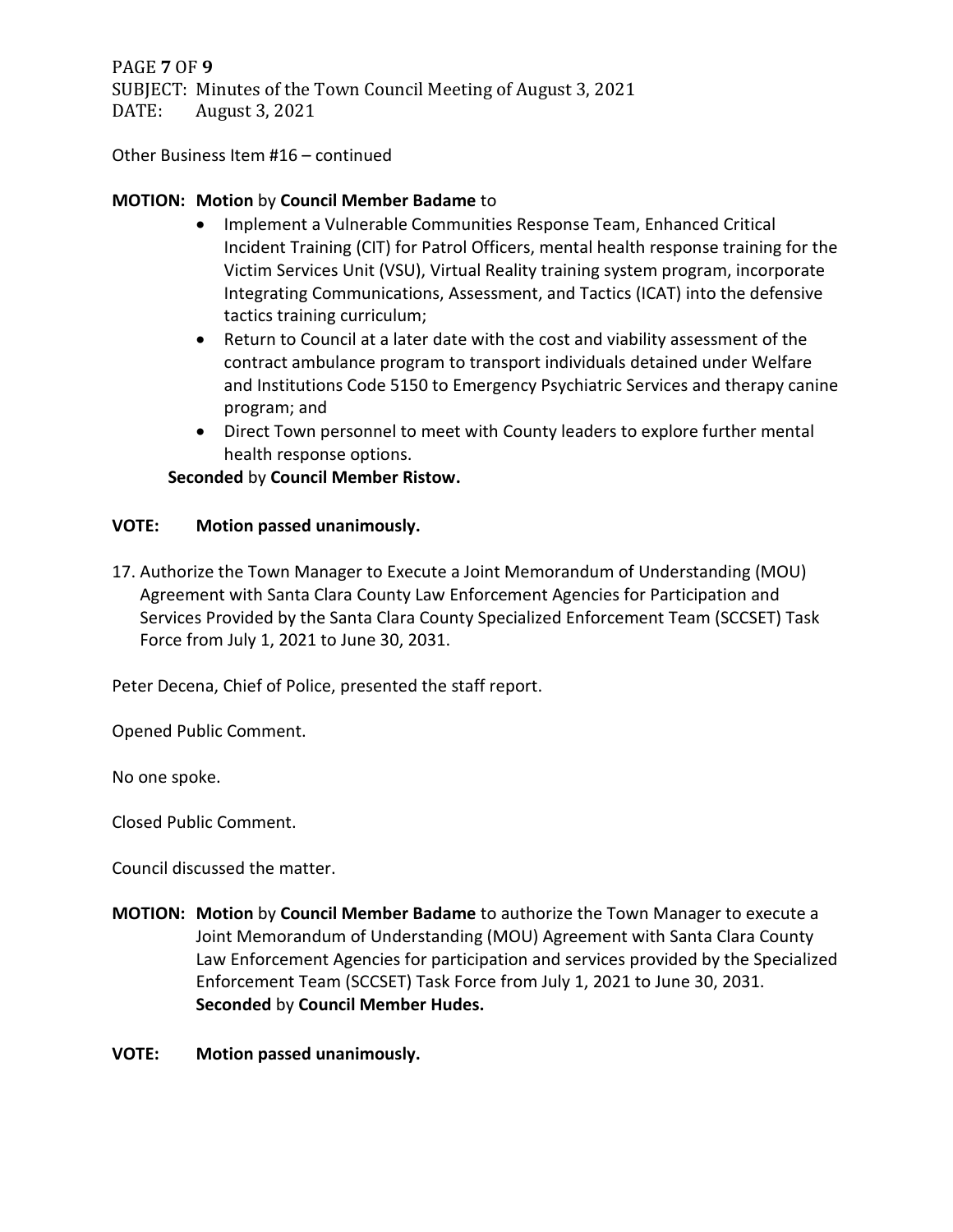Other Business Item #16 – continued

**MOTION:** **Motion** by **Council Member Badame** to

- Implement a Vulnerable Communities Response Team, Enhanced Critical Incident Training (CIT) for Patrol Officers, mental health response training for the Victim Services Unit (VSU), Virtual Reality training system program, incorporate Integrating Communications, Assessment, and Tactics (ICAT) into the defensive tactics training curriculum;
- Return to Council at a later date with the cost and viability assessment of the contract ambulance program to transport individuals detained under Welfare and Institutions Code 5150 to Emergency Psychiatric Services and therapy canine program; and
- Direct Town personnel to meet with County leaders to explore further mental health response options.

**Seconded** by **Council Member Ristow.**

**VOTE: Motion passed unanimously.**

17. Authorize the Town Manager to Execute a Joint Memorandum of Understanding (MOU) Agreement with Santa Clara County Law Enforcement Agencies for Participation and Services Provided by the Santa Clara County Specialized Enforcement Team (SCCSET) Task Force from July 1, 2021 to June 30, 2031.

Peter Decena, Chief of Police, presented the staff report.

Opened Public Comment.

No one spoke.

Closed Public Comment.

Council discussed the matter.

**MOTION:** **Motion** by **Council Member Badame** to authorize the Town Manager to execute a Joint Memorandum of Understanding (MOU) Agreement with Santa Clara County Law Enforcement Agencies for participation and services provided by the Specialized Enforcement Team (SCCSET) Task Force from July 1, 2021 to June 30, 2031. **Seconded** by **Council Member Hudes.**

**VOTE: Motion passed unanimously.**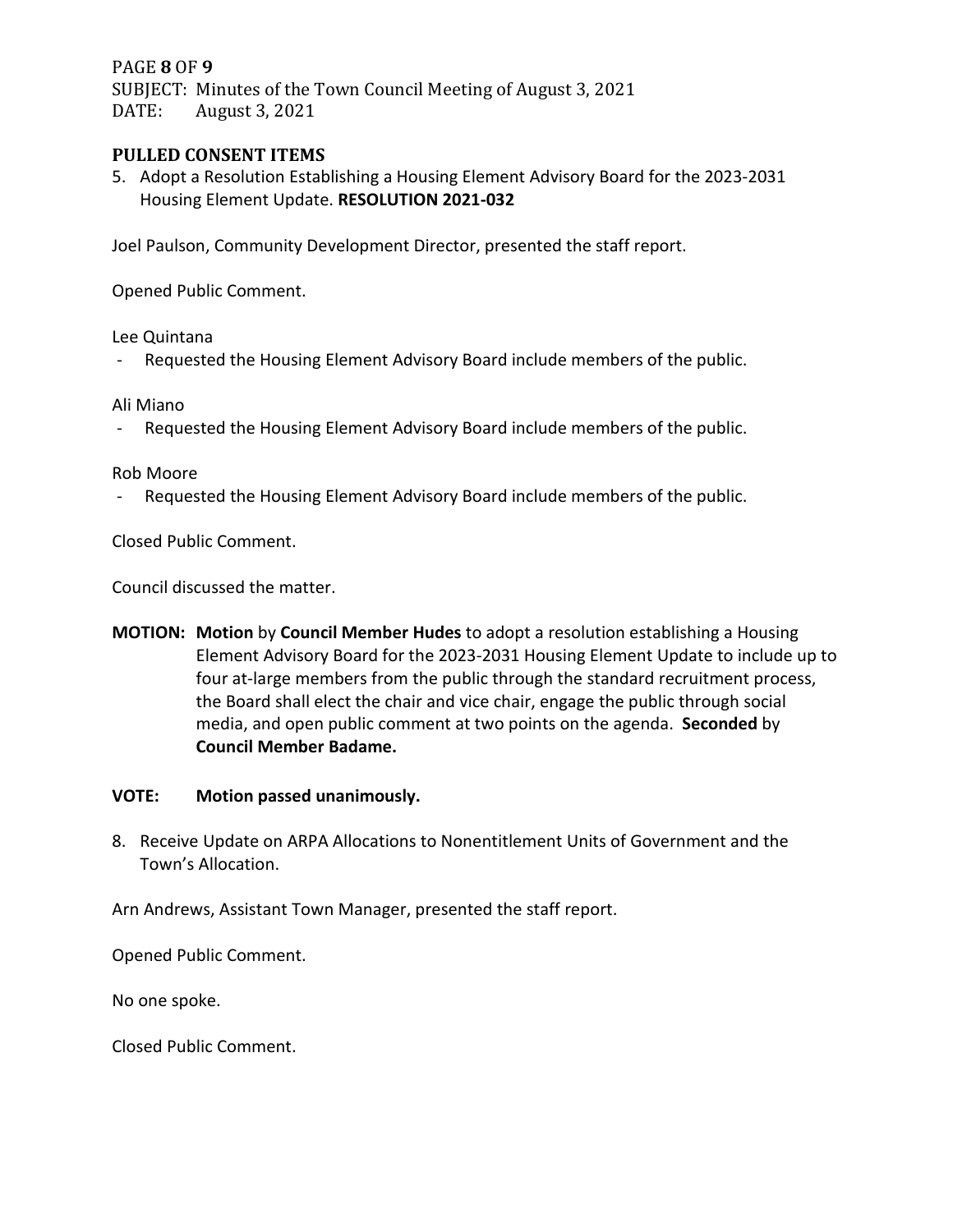## PULLED CONSENT ITEMS

5. Adopt a Resolution Establishing a Housing Element Advisory Board for the 2023-2031 Housing Element Update. **RESOLUTION 2021-032**

Joel Paulson, Community Development Director, presented the staff report.

Opened Public Comment.

Lee Quintana

- Requested the Housing Element Advisory Board include members of the public.

Ali Miano

- Requested the Housing Element Advisory Board include members of the public.

Rob Moore

- Requested the Housing Element Advisory Board include members of the public.

Closed Public Comment.

Council discussed the matter.

**MOTION:** **Motion** by **Council Member Hudes** to adopt a resolution establishing a Housing Element Advisory Board for the 2023-2031 Housing Element Update to include up to four at-large members from the public through the standard recruitment process, the Board shall elect the chair and vice chair, engage the public through social media, and open public comment at two points on the agenda. **Seconded** by **Council Member Badame.**

**VOTE:** **Motion passed unanimously.**

8. Receive Update on ARPA Allocations to Nonentitlement Units of Government and the Town's Allocation.

Arn Andrews, Assistant Town Manager, presented the staff report.

Opened Public Comment.

No one spoke.

Closed Public Comment.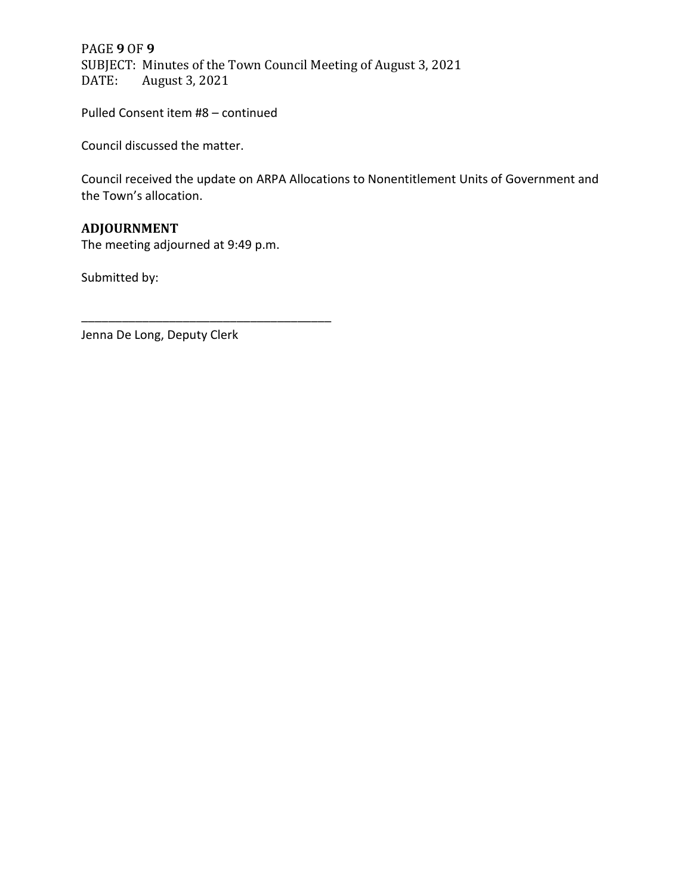Pulled Consent item #8 – continued

Council discussed the matter.

Council received the update on ARPA Allocations to Nonentitlement Units of Government and the Town's allocation.

## ADJOURNMENT

The meeting adjourned at 9:49 p.m.

Submitted by:

\_\_\_\_\_\_\_\_\_\_\_\_\_\_\_\_\_\_\_\_\_\_\_\_\_\_\_\_\_\_\_\_\_\_\_\_\_\_

Jenna De Long, Deputy Clerk